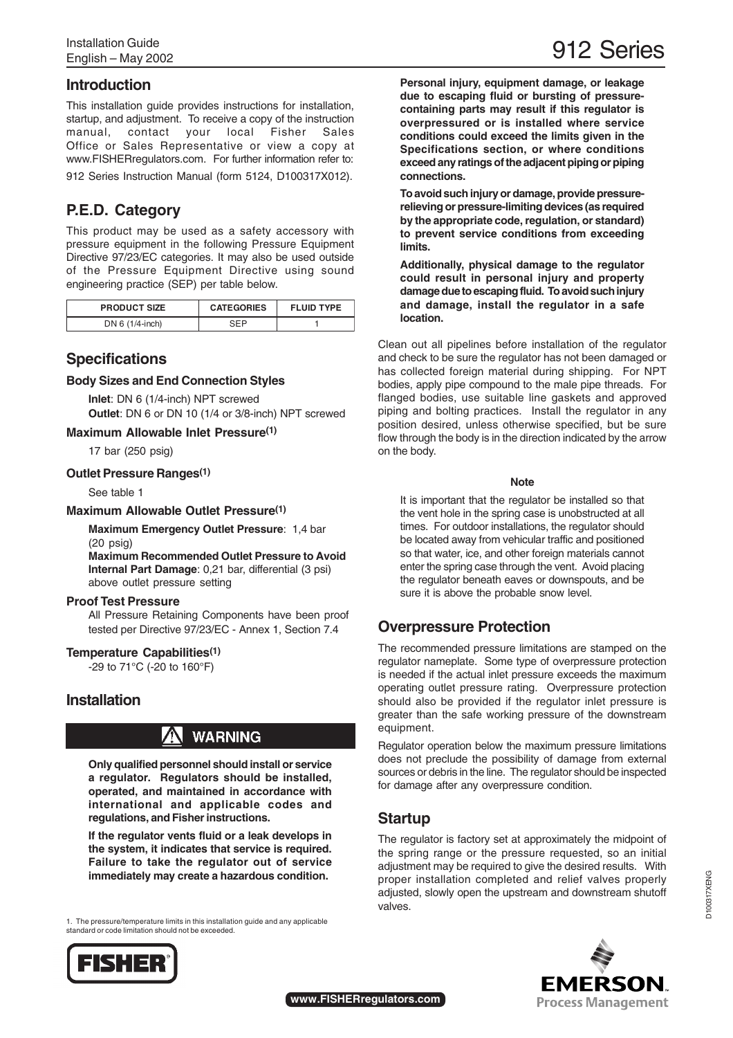# 912 Series

Installation Guide
English – May 2002

## Introduction

This installation guide provides instructions for installation, startup, and adjustment. To receive a copy of the instruction manual, contact your local Fisher Sales Office or Sales Representative or view a copy at www.FISHERregulators.com. For further information refer to: 912 Series Instruction Manual (form 5124, D100317X012).

## P.E.D. Category

This product may be used as a safety accessory with pressure equipment in the following Pressure Equipment Directive 97/23/EC categories. It may also be used outside of the Pressure Equipment Directive using sound engineering practice (SEP) per table below.

| PRODUCT SIZE | CATEGORIES | FLUID TYPE |
|---|---|---|
| DN 6 (1/4-inch) | SEP | 1 |

## Specifications

### Body Sizes and End Connection Styles

**Inlet**: DN 6 (1/4-inch) NPT screwed
**Outlet**: DN 6 or DN 10 (1/4 or 3/8-inch) NPT screwed

### Maximum Allowable Inlet Pressure[1]

17 bar (250 psig)

### Outlet Pressure Ranges[1]

See table 1

### Maximum Allowable Outlet Pressure[1]

**Maximum Emergency Outlet Pressure**: 1,4 bar (20 psig)
**Maximum Recommended Outlet Pressure to Avoid Internal Part Damage**: 0,21 bar, differential (3 psi) above outlet pressure setting

### Proof Test Pressure

All Pressure Retaining Components have been proof tested per Directive 97/23/EC - Annex 1, Section 7.4

### Temperature Capabilities[1]

-29 to 71°C (-20 to 160°F)

## Installation

**WARNING**

**Only qualified personnel should install or service a regulator. Regulators should be installed, operated, and maintained in accordance with international and applicable codes and regulations, and Fisher instructions.**

**If the regulator vents fluid or a leak develops in the system, it indicates that service is required. Failure to take the regulator out of service immediately may create a hazardous condition.**

**Personal injury, equipment damage, or leakage due to escaping fluid or bursting of pressure-containing parts may result if this regulator is overpressured or is installed where service conditions could exceed the limits given in the Specifications section, or where conditions exceed any ratings of the adjacent piping or piping connections.**

**To avoid such injury or damage, provide pressure-relieving or pressure-limiting devices (as required by the appropriate code, regulation, or standard) to prevent service conditions from exceeding limits.**

**Additionally, physical damage to the regulator could result in personal injury and property damage due to escaping fluid. To avoid such injury and damage, install the regulator in a safe location.**

Clean out all pipelines before installation of the regulator and check to be sure the regulator has not been damaged or has collected foreign material during shipping. For NPT bodies, apply pipe compound to the male pipe threads. For flanged bodies, use suitable line gaskets and approved piping and bolting practices. Install the regulator in any position desired, unless otherwise specified, but be sure flow through the body is in the direction indicated by the arrow on the body.

**Note**

It is important that the regulator be installed so that the vent hole in the spring case is unobstructed at all times. For outdoor installations, the regulator should be located away from vehicular traffic and positioned so that water, ice, and other foreign materials cannot enter the spring case through the vent. Avoid placing the regulator beneath eaves or downspouts, and be sure it is above the probable snow level.

## Overpressure Protection

The recommended pressure limitations are stamped on the regulator nameplate. Some type of overpressure protection is needed if the actual inlet pressure exceeds the maximum operating outlet pressure rating. Overpressure protection should also be provided if the regulator inlet pressure is greater than the safe working pressure of the downstream equipment.

Regulator operation below the maximum pressure limitations does not preclude the possibility of damage from external sources or debris in the line. The regulator should be inspected for damage after any overpressure condition.

## Startup

The regulator is factory set at approximately the midpoint of the spring range or the pressure requested, so an initial adjustment may be required to give the desired results. With proper installation completed and relief valves properly adjusted, slowly open the upstream and downstream shutoff valves.

1. The pressure/temperature limits in this installation guide and any applicable standard or code limitation should not be exceeded.

D100317XENG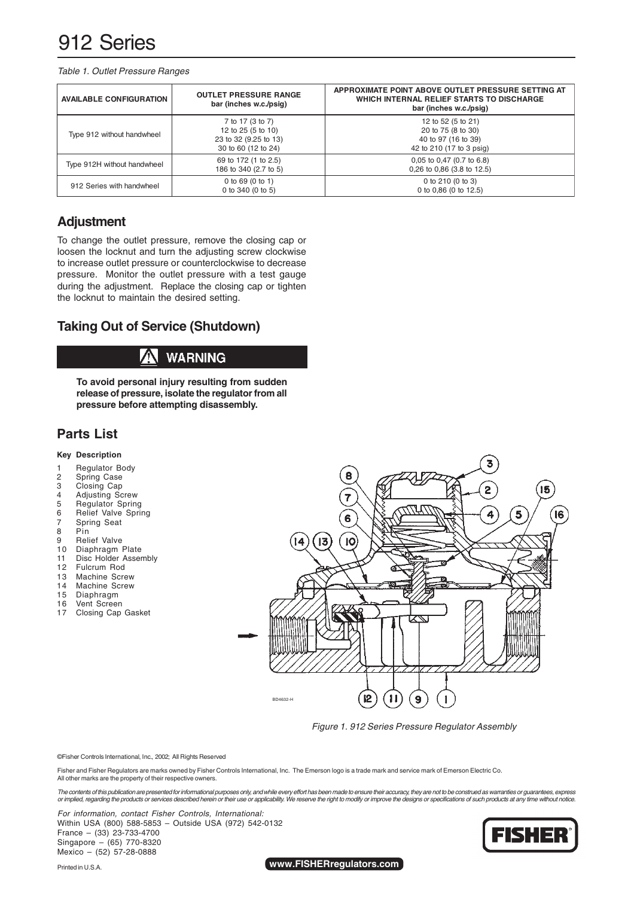*Table 1. Outlet Pressure Ranges*

| AVAILABLE CONFIGURATION | OUTLET PRESSURE RANGE bar (inches w.c./psig) | APPROXIMATE POINT ABOVE OUTLET PRESSURE SETTING AT WHICH INTERNAL RELIEF STARTS TO DISCHARGE bar (inches w.c./psig) |
|---|---|---|
| Type 912 without handwheel | 7 to 17 (3 to 7)<br>12 to 25 (5 to 10)<br>23 to 32 (9.25 to 13)<br>30 to 60 (12 to 24) | 12 to 52 (5 to 21)<br>20 to 75 (8 to 30)<br>40 to 97 (16 to 39)<br>42 to 210 (17 to 3 psig) |
| Type 912H without handwheel | 69 to 172 (1 to 2.5)<br>186 to 340 (2.7 to 5) | 0,05 to 0,47 (0.7 to 6.8)<br>0,26 to 0,86 (3.8 to 12.5) |
| 912 Series with handwheel | 0 to 69 (0 to 1)<br>0 to 340 (0 to 5) | 0 to 210 (0 to 3)<br>0 to 0,86 (0 to 12.5) |

## Adjustment

To change the outlet pressure, remove the closing cap or loosen the locknut and turn the adjusting screw clockwise to increase outlet pressure or counterclockwise to decrease pressure. Monitor the outlet pressure with a test gauge during the adjustment. Replace the closing cap or tighten the locknut to maintain the desired setting.

## Taking Out of Service (Shutdown)

**WARNING**

**To avoid personal injury resulting from sudden release of pressure, isolate the regulator from all pressure before attempting disassembly.**

## Parts List

**Key Description**

1 Regulator Body
2 Spring Case
3 Closing Cap
4 Adjusting Screw
5 Regulator Spring
6 Relief Valve Spring
7 Spring Seat
8 Pin
9 Relief Valve
10 Diaphragm Plate
11 Disc Holder Assembly
12 Fulcrum Rod
13 Machine Screw
14 Machine Screw
15 Diaphragm
16 Vent Screen
17 Closing Cap Gasket

BD4632-H

*Figure 1. 912 Series Pressure Regulator Assembly*

©Fisher Controls International, Inc., 2002; All Rights Reserved

Fisher and Fisher Regulators are marks owned by Fisher Controls International, Inc. The Emerson logo is a trade mark and service mark of Emerson Electric Co. All other marks are the property of their respective owners.

*The contents of this publication are presented for informational purposes only, and while every effort has been made to ensure their accuracy, they are not to be construed as warranties or guarantees, express or implied, regarding the products or services described herein or their use or applicability. We reserve the right to modify or improve the designs or specifications of such products at any time without notice.*

*For information, contact Fisher Controls, International:*
Within USA (800) 588-5853 – Outside USA (972) 542-0132
France – (33) 23-733-4700
Singapore – (65) 770-8320
Mexico – (52) 57-28-0888

Printed in U.S.A.

www.FISHERregulators.com